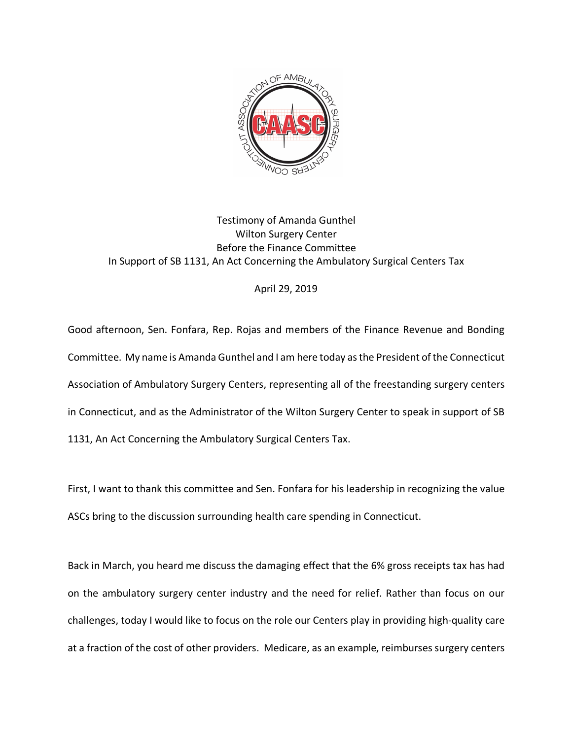Testimony of Amanda Gunthel
Wilton Surgery Center
Before the Finance Committee
In Support of SB 1131, An Act Concerning the Ambulatory Surgical Centers Tax

April 29, 2019

Good afternoon, Sen. Fonfara, Rep. Rojas and members of the Finance Revenue and Bonding Committee. My name is Amanda Gunthel and I am here today as the President of the Connecticut Association of Ambulatory Surgery Centers, representing all of the freestanding surgery centers in Connecticut, and as the Administrator of the Wilton Surgery Center to speak in support of SB 1131, An Act Concerning the Ambulatory Surgical Centers Tax.

First, I want to thank this committee and Sen. Fonfara for his leadership in recognizing the value ASCs bring to the discussion surrounding health care spending in Connecticut.

Back in March, you heard me discuss the damaging effect that the 6% gross receipts tax has had on the ambulatory surgery center industry and the need for relief. Rather than focus on our challenges, today I would like to focus on the role our Centers play in providing high-quality care at a fraction of the cost of other providers. Medicare, as an example, reimburses surgery centers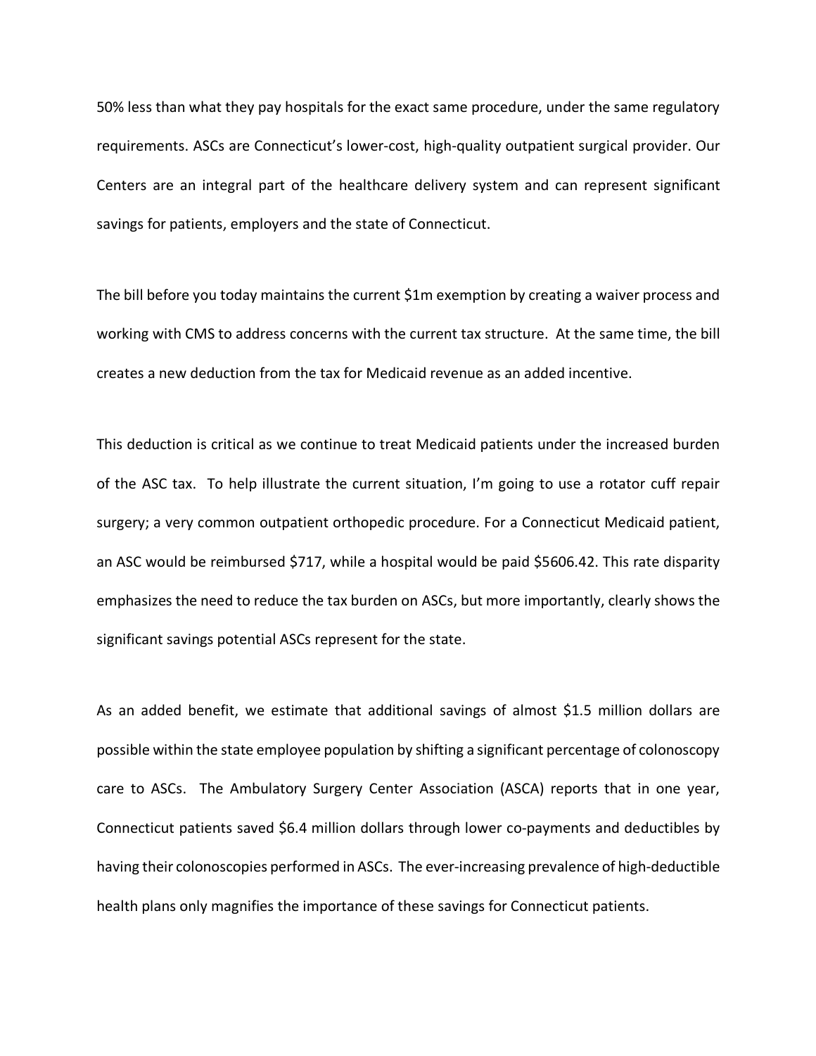50% less than what they pay hospitals for the exact same procedure, under the same regulatory requirements. ASCs are Connecticut's lower-cost, high-quality outpatient surgical provider. Our Centers are an integral part of the healthcare delivery system and can represent significant savings for patients, employers and the state of Connecticut.

The bill before you today maintains the current $1m exemption by creating a waiver process and working with CMS to address concerns with the current tax structure. At the same time, the bill creates a new deduction from the tax for Medicaid revenue as an added incentive.

This deduction is critical as we continue to treat Medicaid patients under the increased burden of the ASC tax. To help illustrate the current situation, I'm going to use a rotator cuff repair surgery; a very common outpatient orthopedic procedure. For a Connecticut Medicaid patient, an ASC would be reimbursed $717, while a hospital would be paid $5606.42. This rate disparity emphasizes the need to reduce the tax burden on ASCs, but more importantly, clearly shows the significant savings potential ASCs represent for the state.

As an added benefit, we estimate that additional savings of almost $1.5 million dollars are possible within the state employee population by shifting a significant percentage of colonoscopy care to ASCs. The Ambulatory Surgery Center Association (ASCA) reports that in one year, Connecticut patients saved $6.4 million dollars through lower co-payments and deductibles by having their colonoscopies performed in ASCs. The ever-increasing prevalence of high-deductible health plans only magnifies the importance of these savings for Connecticut patients.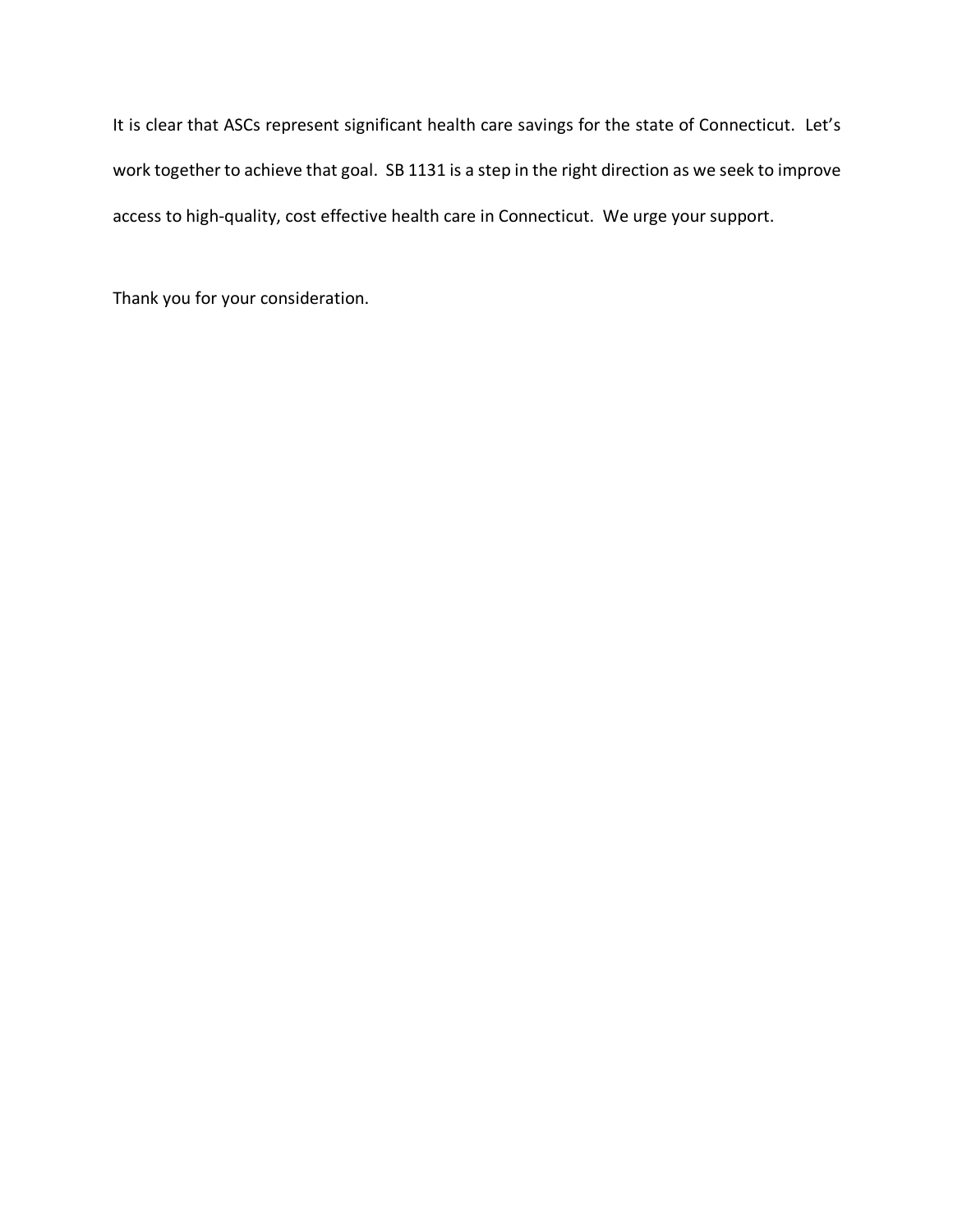It is clear that ASCs represent significant health care savings for the state of Connecticut. Let's work together to achieve that goal. SB 1131 is a step in the right direction as we seek to improve access to high-quality, cost effective health care in Connecticut. We urge your support.

Thank you for your consideration.